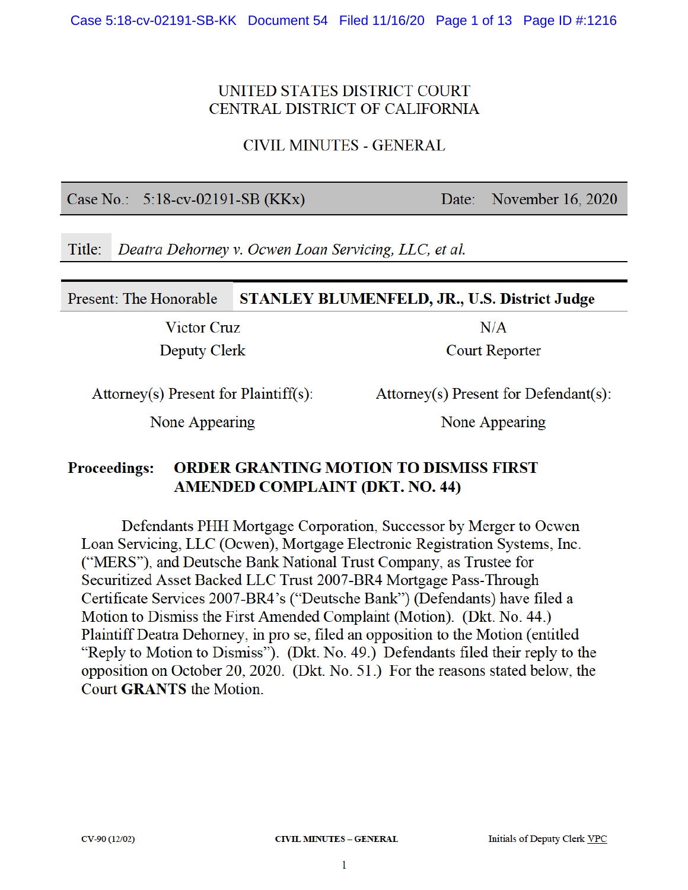UNITED STATES DISTRICT COURT
CENTRAL DISTRICT OF CALIFORNIA

CIVIL MINUTES - GENERAL

| Case No.: 5:18-cv-02191-SB (KKx) | Date: November 16, 2020 |
|---|---|

Title: *Deatra Dehorney v. Ocwen Loan Servicing, LLC, et al.*

| Present: The Honorable | **STANLEY BLUMENFELD, JR., U.S. District Judge** |
|---|---|
| Victor Cruz | N/A |
| Deputy Clerk | Court Reporter |
| Attorney(s) Present for Plaintiff(s): | Attorney(s) Present for Defendant(s): |
| None Appearing | None Appearing |

**Proceedings: ORDER GRANTING MOTION TO DISMISS FIRST AMENDED COMPLAINT (DKT. NO. 44)**

Defendants PHH Mortgage Corporation, Successor by Merger to Ocwen Loan Servicing, LLC (Ocwen), Mortgage Electronic Registration Systems, Inc. ("MERS"), and Deutsche Bank National Trust Company, as Trustee for Securitized Asset Backed LLC Trust 2007-BR4 Mortgage Pass-Through Certificate Services 2007-BR4's ("Deutsche Bank") (Defendants) have filed a Motion to Dismiss the First Amended Complaint (Motion). (Dkt. No. 44.) Plaintiff Deatra Dehorney, in pro se, filed an opposition to the Motion (entitled "Reply to Motion to Dismiss"). (Dkt. No. 49.) Defendants filed their reply to the opposition on October 20, 2020. (Dkt. No. 51.) For the reasons stated below, the Court **GRANTS** the Motion.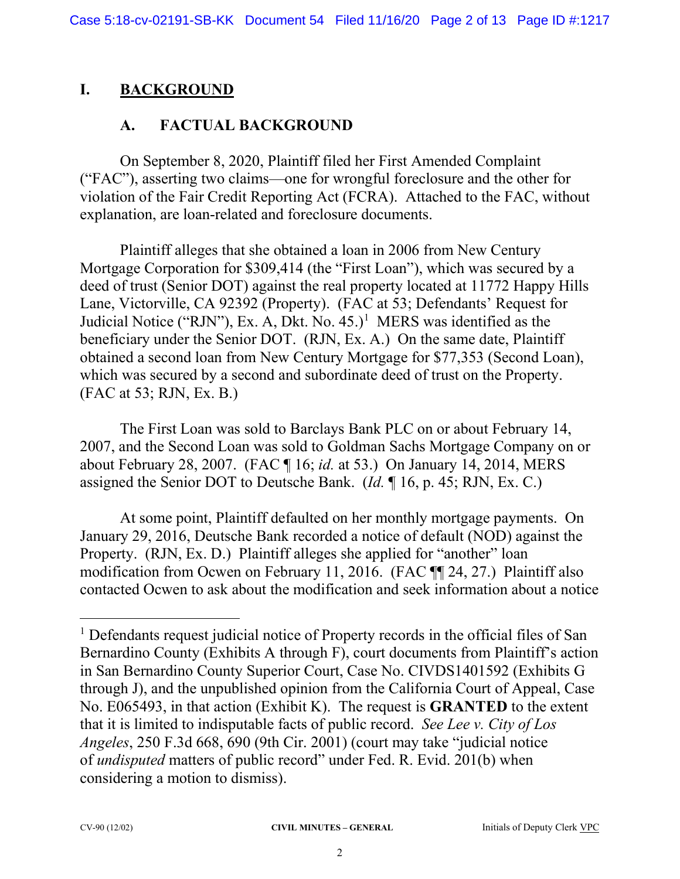## I. BACKGROUND

### A. FACTUAL BACKGROUND

On September 8, 2020, Plaintiff filed her First Amended Complaint ("FAC"), asserting two claims—one for wrongful foreclosure and the other for violation of the Fair Credit Reporting Act (FCRA). Attached to the FAC, without explanation, are loan-related and foreclosure documents.

Plaintiff alleges that she obtained a loan in 2006 from New Century Mortgage Corporation for $309,414 (the "First Loan"), which was secured by a deed of trust (Senior DOT) against the real property located at 11772 Happy Hills Lane, Victorville, CA 92392 (Property). (FAC at 53; Defendants' Request for Judicial Notice ("RJN"), Ex. A, Dkt. No. 45.)[1] MERS was identified as the beneficiary under the Senior DOT. (RJN, Ex. A.) On the same date, Plaintiff obtained a second loan from New Century Mortgage for $77,353 (Second Loan), which was secured by a second and subordinate deed of trust on the Property. (FAC at 53; RJN, Ex. B.)

The First Loan was sold to Barclays Bank PLC on or about February 14, 2007, and the Second Loan was sold to Goldman Sachs Mortgage Company on or about February 28, 2007. (FAC ¶ 16; *id.* at 53.) On January 14, 2014, MERS assigned the Senior DOT to Deutsche Bank. (*Id.* ¶ 16, p. 45; RJN, Ex. C.)

At some point, Plaintiff defaulted on her monthly mortgage payments. On January 29, 2016, Deutsche Bank recorded a notice of default (NOD) against the Property. (RJN, Ex. D.) Plaintiff alleges she applied for "another" loan modification from Ocwen on February 11, 2016. (FAC ¶¶ 24, 27.) Plaintiff also contacted Ocwen to ask about the modification and seek information about a notice

---

[1] Defendants request judicial notice of Property records in the official files of San Bernardino County (Exhibits A through F), court documents from Plaintiff's action in San Bernardino County Superior Court, Case No. CIVDS1401592 (Exhibits G through J), and the unpublished opinion from the California Court of Appeal, Case No. E065493, in that action (Exhibit K). The request is **GRANTED** to the extent that it is limited to indisputable facts of public record. *See Lee v. City of Los Angeles*, 250 F.3d 668, 690 (9th Cir. 2001) (court may take "judicial notice of *undisputed* matters of public record" under Fed. R. Evid. 201(b) when considering a motion to dismiss).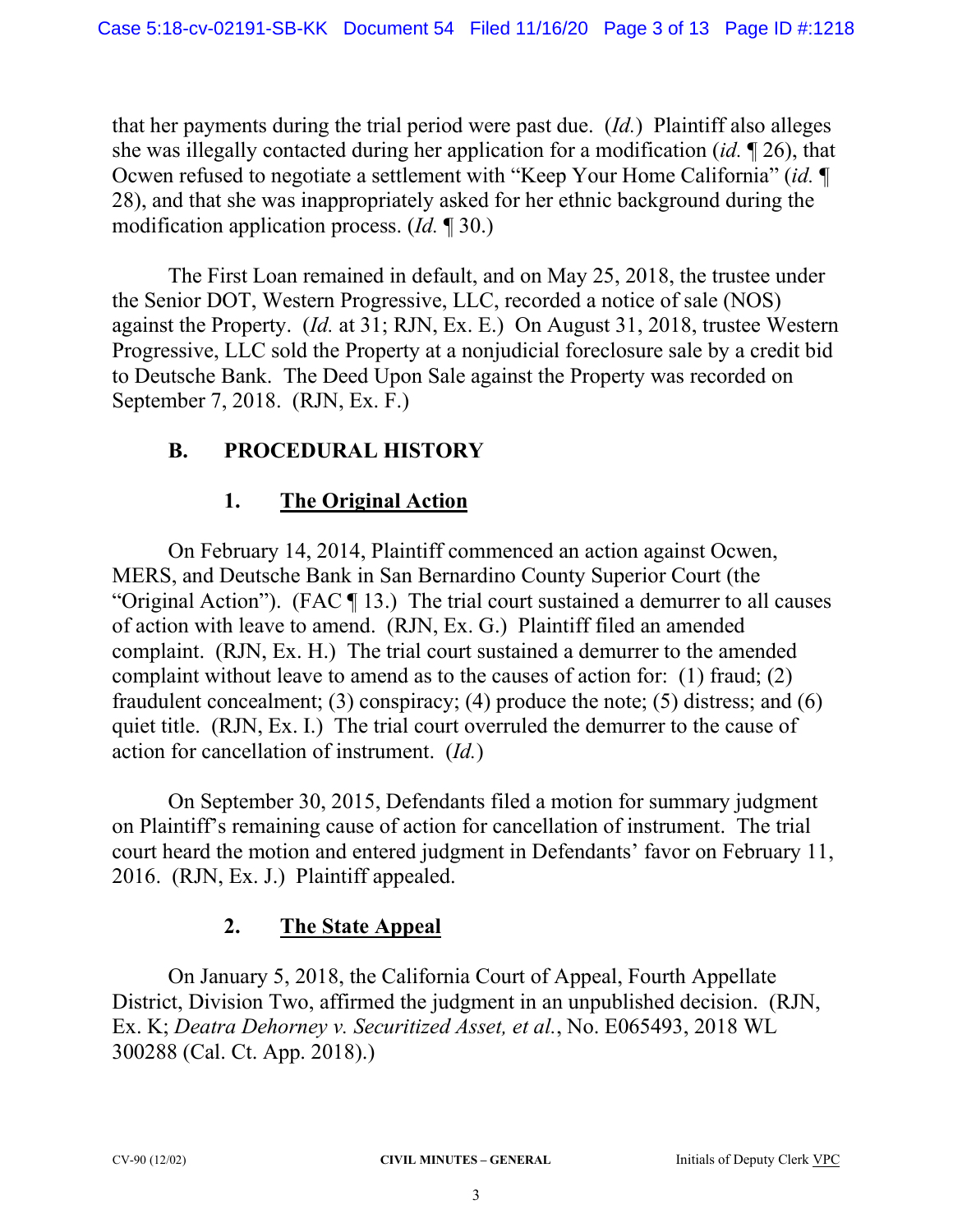that her payments during the trial period were past due. (*Id.*) Plaintiff also alleges she was illegally contacted during her application for a modification (*id.* ¶ 26), that Ocwen refused to negotiate a settlement with "Keep Your Home California" (*id.* ¶ 28), and that she was inappropriately asked for her ethnic background during the modification application process. (*Id.* ¶ 30.)

The First Loan remained in default, and on May 25, 2018, the trustee under the Senior DOT, Western Progressive, LLC, recorded a notice of sale (NOS) against the Property. (*Id.* at 31; RJN, Ex. E.) On August 31, 2018, trustee Western Progressive, LLC sold the Property at a nonjudicial foreclosure sale by a credit bid to Deutsche Bank. The Deed Upon Sale against the Property was recorded on September 7, 2018. (RJN, Ex. F.)

## B. PROCEDURAL HISTORY

### 1. The Original Action

On February 14, 2014, Plaintiff commenced an action against Ocwen, MERS, and Deutsche Bank in San Bernardino County Superior Court (the "Original Action"). (FAC ¶ 13.) The trial court sustained a demurrer to all causes of action with leave to amend. (RJN, Ex. G.) Plaintiff filed an amended complaint. (RJN, Ex. H.) The trial court sustained a demurrer to the amended complaint without leave to amend as to the causes of action for: (1) fraud; (2) fraudulent concealment; (3) conspiracy; (4) produce the note; (5) distress; and (6) quiet title. (RJN, Ex. I.) The trial court overruled the demurrer to the cause of action for cancellation of instrument. (*Id.*)

On September 30, 2015, Defendants filed a motion for summary judgment on Plaintiff's remaining cause of action for cancellation of instrument. The trial court heard the motion and entered judgment in Defendants' favor on February 11, 2016. (RJN, Ex. J.) Plaintiff appealed.

### 2. The State Appeal

On January 5, 2018, the California Court of Appeal, Fourth Appellate District, Division Two, affirmed the judgment in an unpublished decision. (RJN, Ex. K; *Deatra Dehorney v. Securitized Asset, et al.*, No. E065493, 2018 WL 300288 (Cal. Ct. App. 2018).)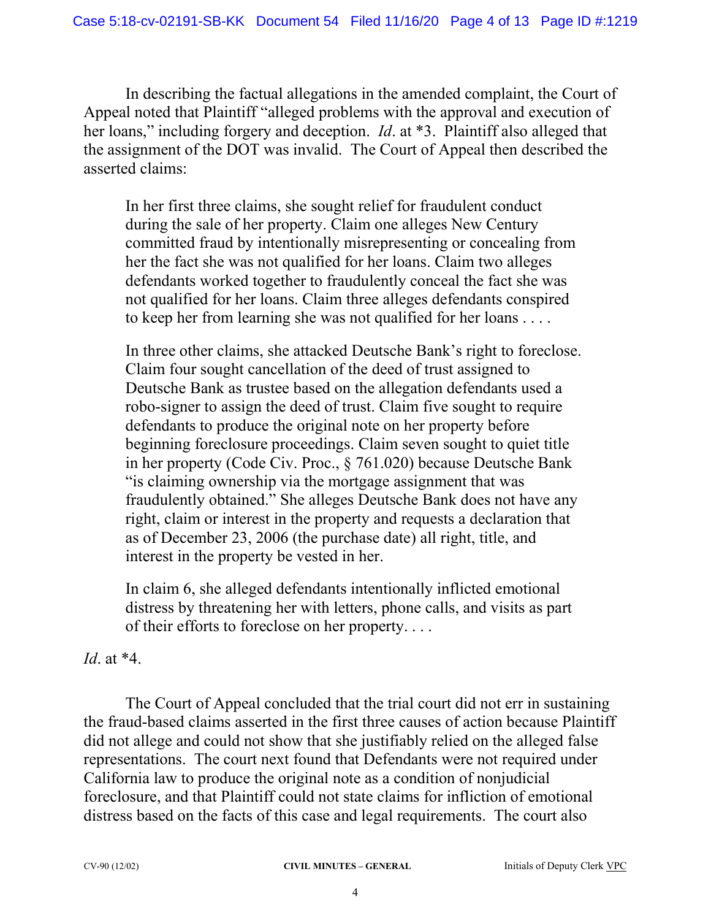In describing the factual allegations in the amended complaint, the Court of Appeal noted that Plaintiff "alleged problems with the approval and execution of her loans," including forgery and deception. *Id*. at *3. Plaintiff also alleged that the assignment of the DOT was invalid. The Court of Appeal then described the asserted claims:

> In her first three claims, she sought relief for fraudulent conduct during the sale of her property. Claim one alleges New Century committed fraud by intentionally misrepresenting or concealing from her the fact she was not qualified for her loans. Claim two alleges defendants worked together to fraudulently conceal the fact she was not qualified for her loans. Claim three alleges defendants conspired to keep her from learning she was not qualified for her loans . . . .
>
> In three other claims, she attacked Deutsche Bank's right to foreclose. Claim four sought cancellation of the deed of trust assigned to Deutsche Bank as trustee based on the allegation defendants used a robo-signer to assign the deed of trust. Claim five sought to require defendants to produce the original note on her property before beginning foreclosure proceedings. Claim seven sought to quiet title in her property (Code Civ. Proc., § 761.020) because Deutsche Bank "is claiming ownership via the mortgage assignment that was fraudulently obtained." She alleges Deutsche Bank does not have any right, claim or interest in the property and requests a declaration that as of December 23, 2006 (the purchase date) all right, title, and interest in the property be vested in her.
>
> In claim 6, she alleged defendants intentionally inflicted emotional distress by threatening her with letters, phone calls, and visits as part of their efforts to foreclose on her property. . . .

*Id*. at *4.

The Court of Appeal concluded that the trial court did not err in sustaining the fraud-based claims asserted in the first three causes of action because Plaintiff did not allege and could not show that she justifiably relied on the alleged false representations. The court next found that Defendants were not required under California law to produce the original note as a condition of nonjudicial foreclosure, and that Plaintiff could not state claims for infliction of emotional distress based on the facts of this case and legal requirements. The court also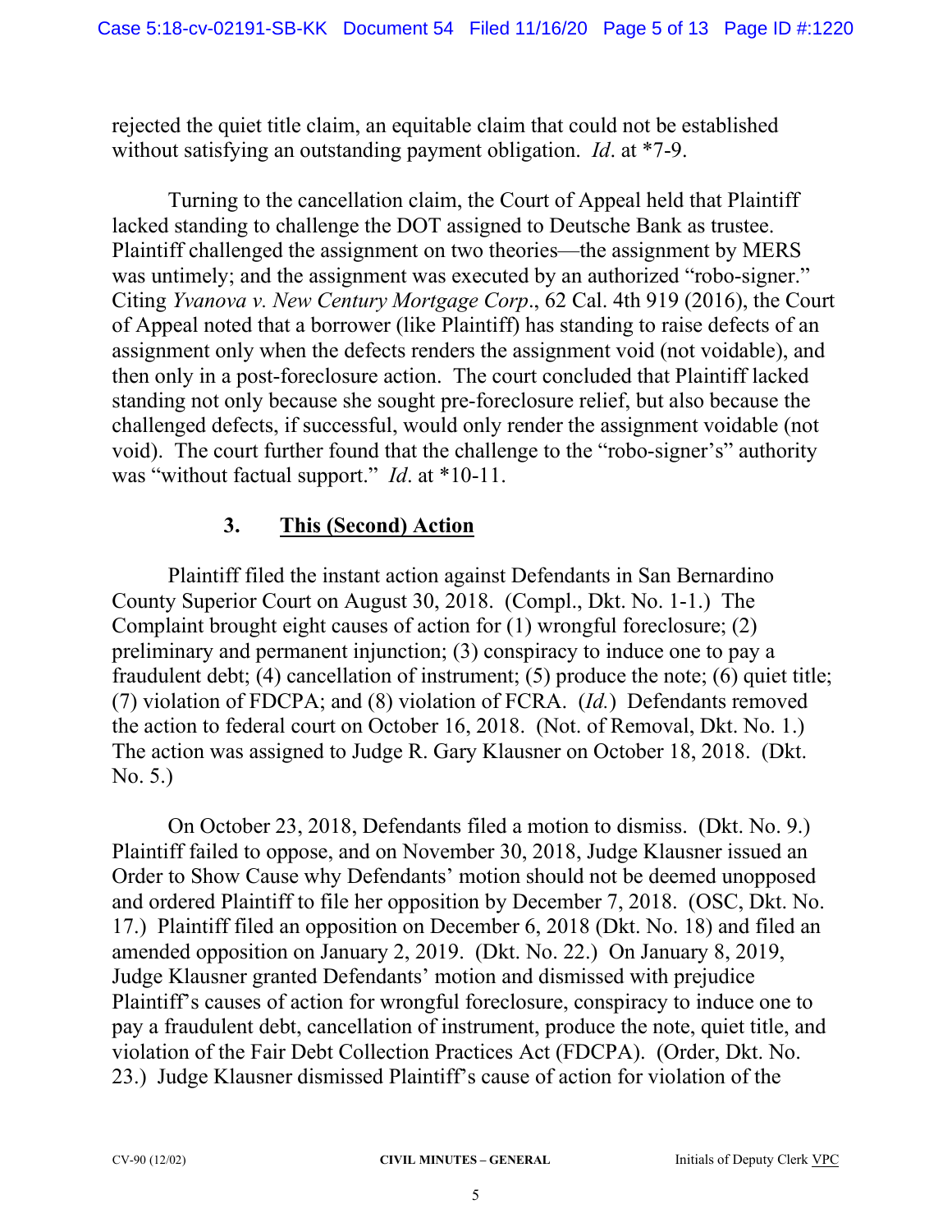rejected the quiet title claim, an equitable claim that could not be established without satisfying an outstanding payment obligation. *Id*. at *7-9.

Turning to the cancellation claim, the Court of Appeal held that Plaintiff lacked standing to challenge the DOT assigned to Deutsche Bank as trustee. Plaintiff challenged the assignment on two theories—the assignment by MERS was untimely; and the assignment was executed by an authorized "robo-signer." Citing *Yvanova v. New Century Mortgage Corp*., 62 Cal. 4th 919 (2016), the Court of Appeal noted that a borrower (like Plaintiff) has standing to raise defects of an assignment only when the defects renders the assignment void (not voidable), and then only in a post-foreclosure action. The court concluded that Plaintiff lacked standing not only because she sought pre-foreclosure relief, but also because the challenged defects, if successful, would only render the assignment voidable (not void). The court further found that the challenge to the "robo-signer's" authority was "without factual support." *Id*. at *10-11.

### 3. <u>This (Second) Action</u>

Plaintiff filed the instant action against Defendants in San Bernardino County Superior Court on August 30, 2018. (Compl., Dkt. No. 1-1.) The Complaint brought eight causes of action for (1) wrongful foreclosure; (2) preliminary and permanent injunction; (3) conspiracy to induce one to pay a fraudulent debt; (4) cancellation of instrument; (5) produce the note; (6) quiet title; (7) violation of FDCPA; and (8) violation of FCRA. (*Id.*) Defendants removed the action to federal court on October 16, 2018. (Not. of Removal, Dkt. No. 1.) The action was assigned to Judge R. Gary Klausner on October 18, 2018. (Dkt. No. 5.)

On October 23, 2018, Defendants filed a motion to dismiss. (Dkt. No. 9.) Plaintiff failed to oppose, and on November 30, 2018, Judge Klausner issued an Order to Show Cause why Defendants' motion should not be deemed unopposed and ordered Plaintiff to file her opposition by December 7, 2018. (OSC, Dkt. No. 17.) Plaintiff filed an opposition on December 6, 2018 (Dkt. No. 18) and filed an amended opposition on January 2, 2019. (Dkt. No. 22.) On January 8, 2019, Judge Klausner granted Defendants' motion and dismissed with prejudice Plaintiff's causes of action for wrongful foreclosure, conspiracy to induce one to pay a fraudulent debt, cancellation of instrument, produce the note, quiet title, and violation of the Fair Debt Collection Practices Act (FDCPA). (Order, Dkt. No. 23.) Judge Klausner dismissed Plaintiff's cause of action for violation of the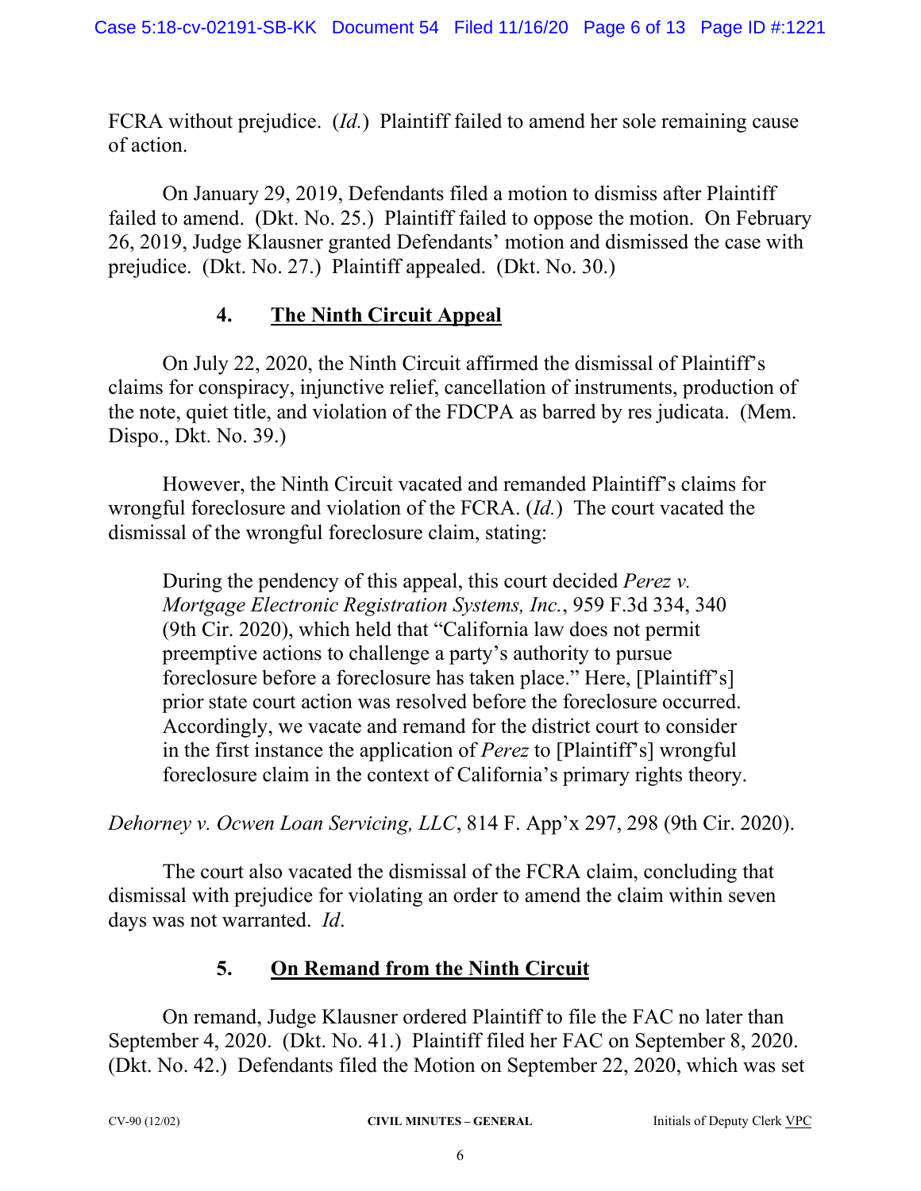FCRA without prejudice. (*Id.*) Plaintiff failed to amend her sole remaining cause of action.

On January 29, 2019, Defendants filed a motion to dismiss after Plaintiff failed to amend. (Dkt. No. 25.) Plaintiff failed to oppose the motion. On February 26, 2019, Judge Klausner granted Defendants' motion and dismissed the case with prejudice. (Dkt. No. 27.) Plaintiff appealed. (Dkt. No. 30.)

### 4. <u>The Ninth Circuit Appeal</u>

On July 22, 2020, the Ninth Circuit affirmed the dismissal of Plaintiff's claims for conspiracy, injunctive relief, cancellation of instruments, production of the note, quiet title, and violation of the FDCPA as barred by res judicata. (Mem. Dispo., Dkt. No. 39.)

However, the Ninth Circuit vacated and remanded Plaintiff's claims for wrongful foreclosure and violation of the FCRA. (*Id.*) The court vacated the dismissal of the wrongful foreclosure claim, stating:

> During the pendency of this appeal, this court decided *Perez v. Mortgage Electronic Registration Systems, Inc.*, 959 F.3d 334, 340 (9th Cir. 2020), which held that "California law does not permit preemptive actions to challenge a party's authority to pursue foreclosure before a foreclosure has taken place." Here, [Plaintiff's] prior state court action was resolved before the foreclosure occurred. Accordingly, we vacate and remand for the district court to consider in the first instance the application of *Perez* to [Plaintiff's] wrongful foreclosure claim in the context of California's primary rights theory.

*Dehorney v. Ocwen Loan Servicing, LLC*, 814 F. App'x 297, 298 (9th Cir. 2020).

The court also vacated the dismissal of the FCRA claim, concluding that dismissal with prejudice for violating an order to amend the claim within seven days was not warranted. *Id*.

### 5. <u>On Remand from the Ninth Circuit</u>

On remand, Judge Klausner ordered Plaintiff to file the FAC no later than September 4, 2020. (Dkt. No. 41.) Plaintiff filed her FAC on September 8, 2020. (Dkt. No. 42.) Defendants filed the Motion on September 22, 2020, which was set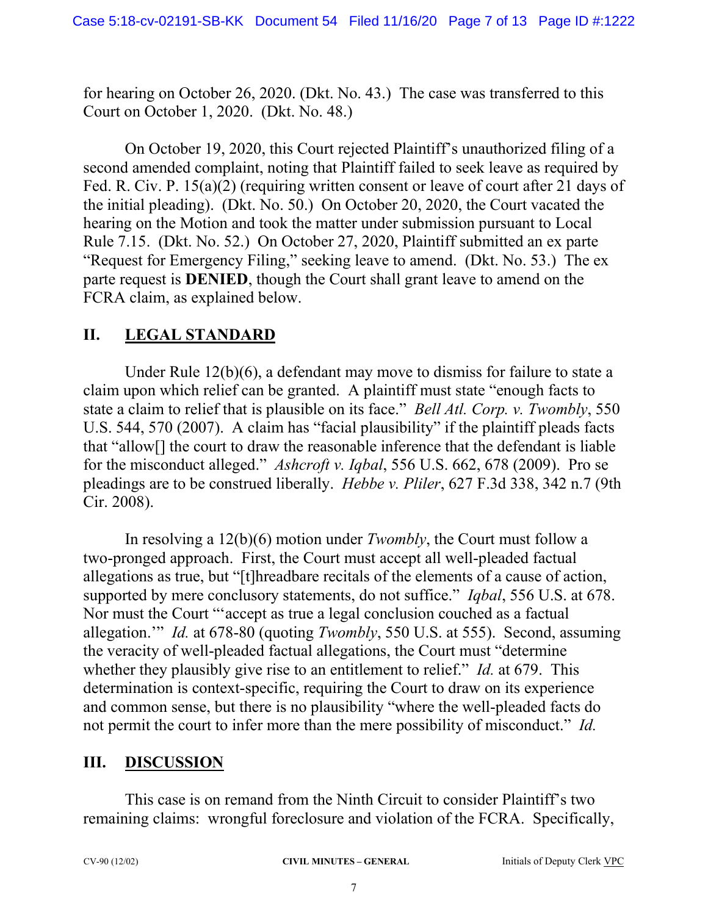for hearing on October 26, 2020. (Dkt. No. 43.) The case was transferred to this Court on October 1, 2020. (Dkt. No. 48.)

On October 19, 2020, this Court rejected Plaintiff's unauthorized filing of a second amended complaint, noting that Plaintiff failed to seek leave as required by Fed. R. Civ. P. 15(a)(2) (requiring written consent or leave of court after 21 days of the initial pleading). (Dkt. No. 50.) On October 20, 2020, the Court vacated the hearing on the Motion and took the matter under submission pursuant to Local Rule 7.15. (Dkt. No. 52.) On October 27, 2020, Plaintiff submitted an ex parte "Request for Emergency Filing," seeking leave to amend. (Dkt. No. 53.) The ex parte request is **DENIED**, though the Court shall grant leave to amend on the FCRA claim, as explained below.

## II. LEGAL STANDARD

Under Rule 12(b)(6), a defendant may move to dismiss for failure to state a claim upon which relief can be granted. A plaintiff must state "enough facts to state a claim to relief that is plausible on its face." *Bell Atl. Corp. v. Twombly*, 550 U.S. 544, 570 (2007). A claim has "facial plausibility" if the plaintiff pleads facts that "allow[] the court to draw the reasonable inference that the defendant is liable for the misconduct alleged." *Ashcroft v. Iqbal*, 556 U.S. 662, 678 (2009). Pro se pleadings are to be construed liberally. *Hebbe v. Pliler*, 627 F.3d 338, 342 n.7 (9th Cir. 2008).

In resolving a 12(b)(6) motion under *Twombly*, the Court must follow a two-pronged approach. First, the Court must accept all well-pleaded factual allegations as true, but "[t]hreadbare recitals of the elements of a cause of action, supported by mere conclusory statements, do not suffice." *Iqbal*, 556 U.S. at 678. Nor must the Court "'accept as true a legal conclusion couched as a factual allegation.'" *Id.* at 678-80 (quoting *Twombly*, 550 U.S. at 555). Second, assuming the veracity of well-pleaded factual allegations, the Court must "determine whether they plausibly give rise to an entitlement to relief." *Id.* at 679. This determination is context-specific, requiring the Court to draw on its experience and common sense, but there is no plausibility "where the well-pleaded facts do not permit the court to infer more than the mere possibility of misconduct." *Id.*

## III. DISCUSSION

This case is on remand from the Ninth Circuit to consider Plaintiff's two remaining claims: wrongful foreclosure and violation of the FCRA. Specifically,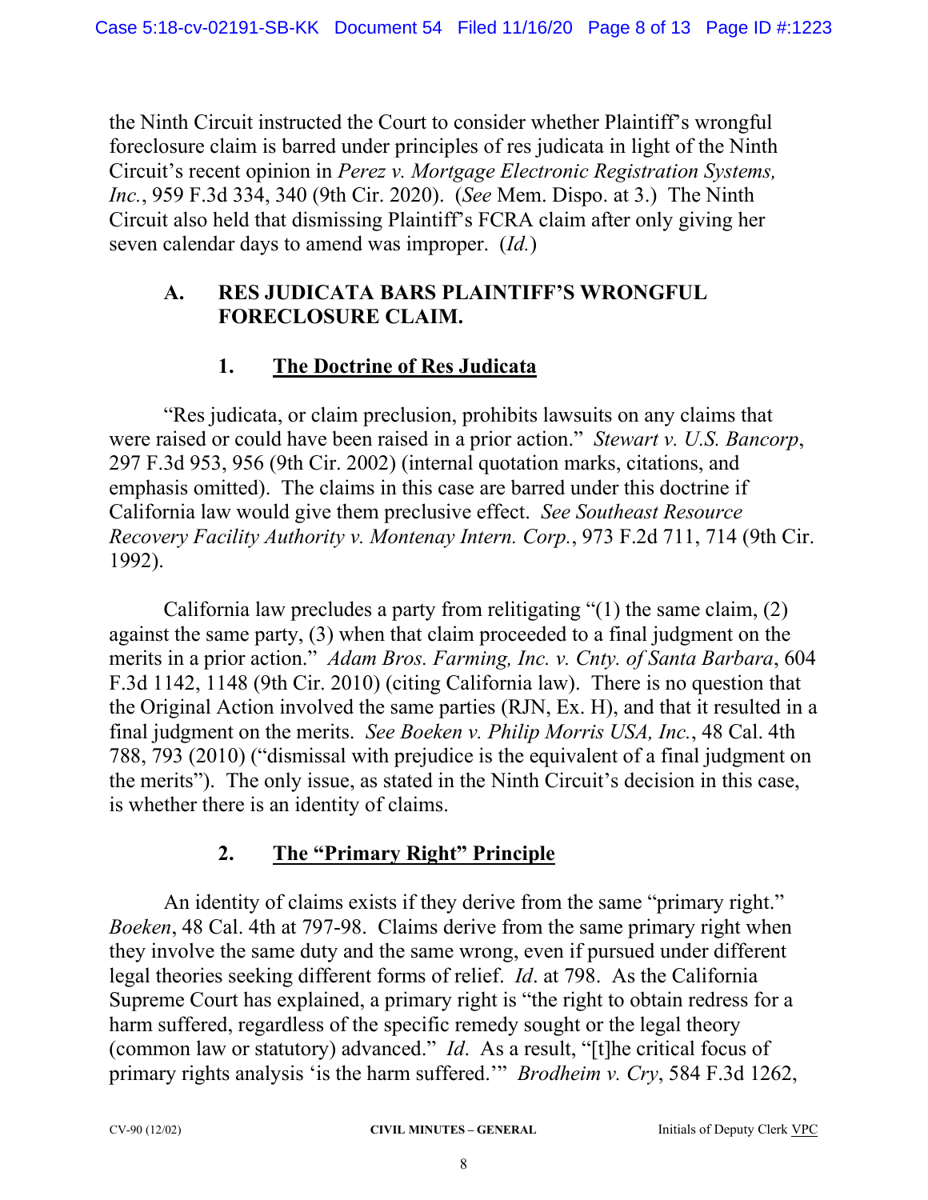the Ninth Circuit instructed the Court to consider whether Plaintiff's wrongful foreclosure claim is barred under principles of res judicata in light of the Ninth Circuit's recent opinion in *Perez v. Mortgage Electronic Registration Systems, Inc.*, 959 F.3d 334, 340 (9th Cir. 2020). (*See* Mem. Dispo. at 3.) The Ninth Circuit also held that dismissing Plaintiff's FCRA claim after only giving her seven calendar days to amend was improper. (*Id.*)

### A. RES JUDICATA BARS PLAINTIFF'S WRONGFUL FORECLOSURE CLAIM.

#### 1. <u>The Doctrine of Res Judicata</u>

"Res judicata, or claim preclusion, prohibits lawsuits on any claims that were raised or could have been raised in a prior action." *Stewart v. U.S. Bancorp*, 297 F.3d 953, 956 (9th Cir. 2002) (internal quotation marks, citations, and emphasis omitted). The claims in this case are barred under this doctrine if California law would give them preclusive effect. *See Southeast Resource Recovery Facility Authority v. Montenay Intern. Corp.*, 973 F.2d 711, 714 (9th Cir. 1992).

California law precludes a party from relitigating "(1) the same claim, (2) against the same party, (3) when that claim proceeded to a final judgment on the merits in a prior action." *Adam Bros. Farming, Inc. v. Cnty. of Santa Barbara*, 604 F.3d 1142, 1148 (9th Cir. 2010) (citing California law). There is no question that the Original Action involved the same parties (RJN, Ex. H), and that it resulted in a final judgment on the merits. *See Boeken v. Philip Morris USA, Inc.*, 48 Cal. 4th 788, 793 (2010) ("dismissal with prejudice is the equivalent of a final judgment on the merits"). The only issue, as stated in the Ninth Circuit's decision in this case, is whether there is an identity of claims.

#### 2. <u>The "Primary Right" Principle</u>

An identity of claims exists if they derive from the same "primary right." *Boeken*, 48 Cal. 4th at 797-98. Claims derive from the same primary right when they involve the same duty and the same wrong, even if pursued under different legal theories seeking different forms of relief. *Id*. at 798. As the California Supreme Court has explained, a primary right is "the right to obtain redress for a harm suffered, regardless of the specific remedy sought or the legal theory (common law or statutory) advanced." *Id*. As a result, "[t]he critical focus of primary rights analysis 'is the harm suffered.'" *Brodheim v. Cry*, 584 F.3d 1262,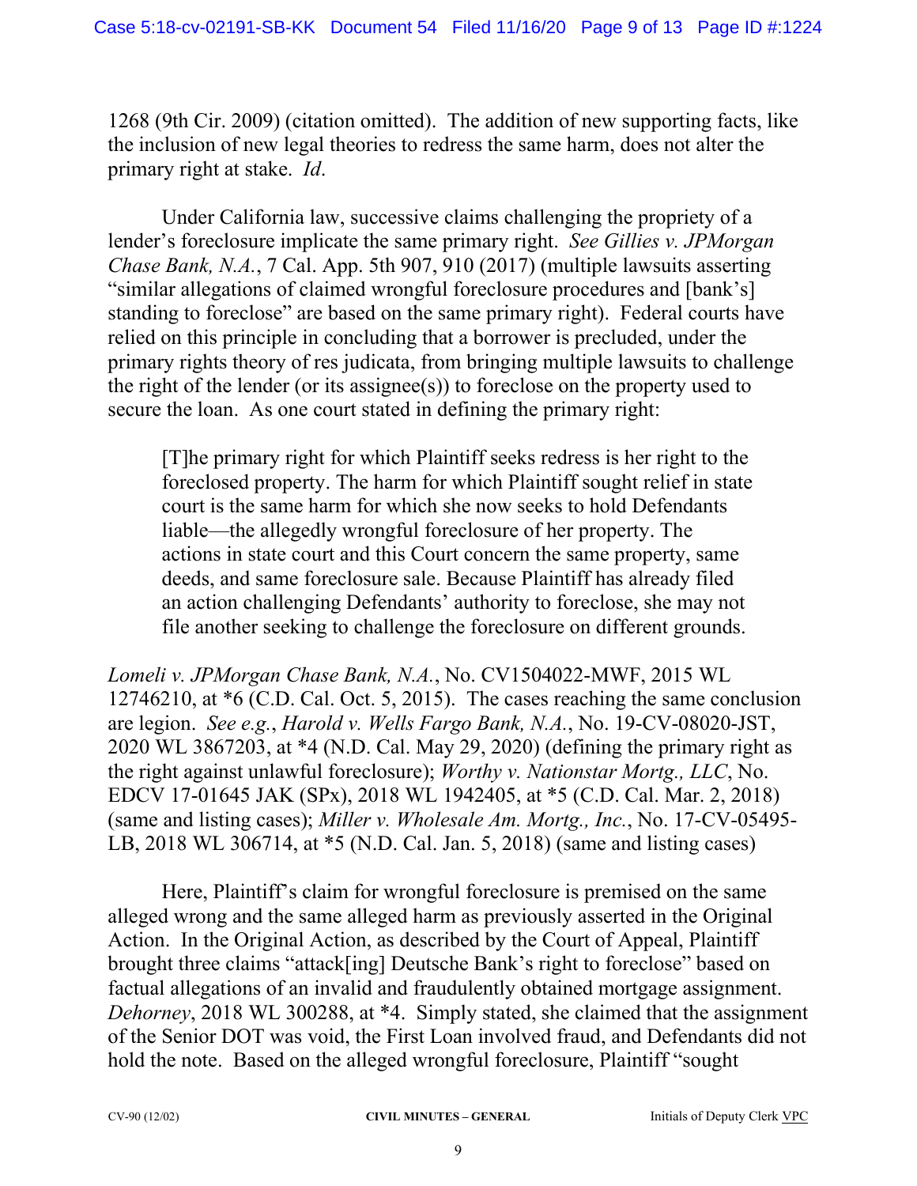1268 (9th Cir. 2009) (citation omitted). The addition of new supporting facts, like the inclusion of new legal theories to redress the same harm, does not alter the primary right at stake. *Id*.

Under California law, successive claims challenging the propriety of a lender's foreclosure implicate the same primary right. *See Gillies v. JPMorgan Chase Bank, N.A.*, 7 Cal. App. 5th 907, 910 (2017) (multiple lawsuits asserting "similar allegations of claimed wrongful foreclosure procedures and [bank's] standing to foreclose" are based on the same primary right). Federal courts have relied on this principle in concluding that a borrower is precluded, under the primary rights theory of res judicata, from bringing multiple lawsuits to challenge the right of the lender (or its assignee(s)) to foreclose on the property used to secure the loan. As one court stated in defining the primary right:

> [T]he primary right for which Plaintiff seeks redress is her right to the foreclosed property. The harm for which Plaintiff sought relief in state court is the same harm for which she now seeks to hold Defendants liable—the allegedly wrongful foreclosure of her property. The actions in state court and this Court concern the same property, same deeds, and same foreclosure sale. Because Plaintiff has already filed an action challenging Defendants' authority to foreclose, she may not file another seeking to challenge the foreclosure on different grounds.

*Lomeli v. JPMorgan Chase Bank, N.A.*, No. CV1504022-MWF, 2015 WL 12746210, at *6 (C.D. Cal. Oct. 5, 2015). The cases reaching the same conclusion are legion. *See e.g.*, *Harold v. Wells Fargo Bank, N.A.*, No. 19-CV-08020-JST, 2020 WL 3867203, at *4 (N.D. Cal. May 29, 2020) (defining the primary right as the right against unlawful foreclosure); *Worthy v. Nationstar Mortg., LLC*, No. EDCV 17-01645 JAK (SPx), 2018 WL 1942405, at *5 (C.D. Cal. Mar. 2, 2018) (same and listing cases); *Miller v. Wholesale Am. Mortg., Inc.*, No. 17-CV-05495-LB, 2018 WL 306714, at *5 (N.D. Cal. Jan. 5, 2018) (same and listing cases)

Here, Plaintiff's claim for wrongful foreclosure is premised on the same alleged wrong and the same alleged harm as previously asserted in the Original Action. In the Original Action, as described by the Court of Appeal, Plaintiff brought three claims "attack[ing] Deutsche Bank's right to foreclose" based on factual allegations of an invalid and fraudulently obtained mortgage assignment. *Dehorney*, 2018 WL 300288, at *4. Simply stated, she claimed that the assignment of the Senior DOT was void, the First Loan involved fraud, and Defendants did not hold the note. Based on the alleged wrongful foreclosure, Plaintiff "sought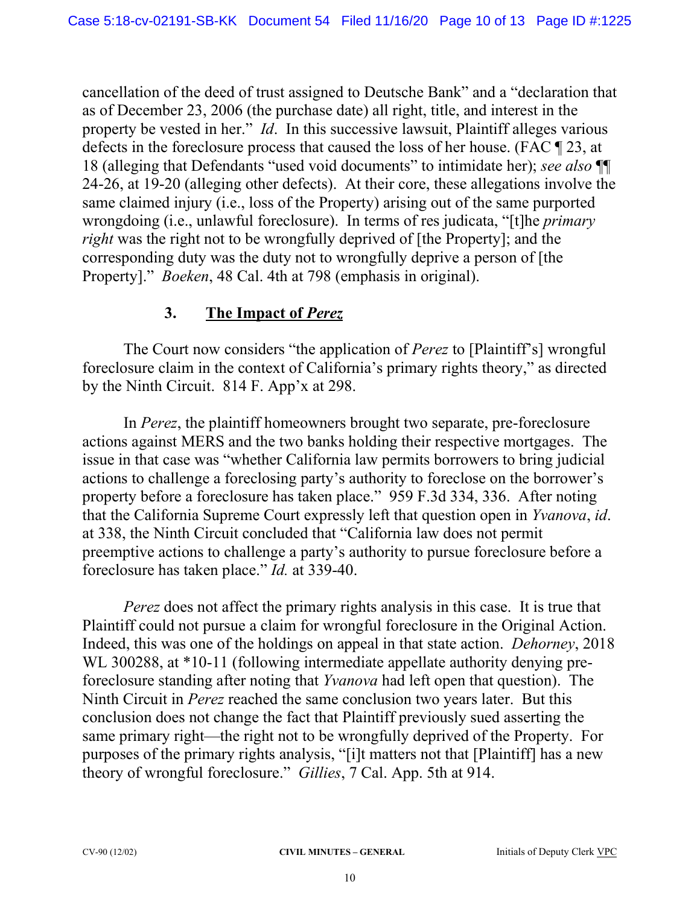cancellation of the deed of trust assigned to Deutsche Bank" and a "declaration that as of December 23, 2006 (the purchase date) all right, title, and interest in the property be vested in her." *Id*. In this successive lawsuit, Plaintiff alleges various defects in the foreclosure process that caused the loss of her house. (FAC ¶ 23, at 18 (alleging that Defendants "used void documents" to intimidate her); *see also* ¶¶ 24-26, at 19-20 (alleging other defects). At their core, these allegations involve the same claimed injury (i.e., loss of the Property) arising out of the same purported wrongdoing (i.e., unlawful foreclosure). In terms of res judicata, "[t]he *primary right* was the right not to be wrongfully deprived of [the Property]; and the corresponding duty was the duty not to wrongfully deprive a person of [the Property]." *Boeken*, 48 Cal. 4th at 798 (emphasis in original).

### 3. The Impact of *Perez*

The Court now considers "the application of *Perez* to [Plaintiff's] wrongful foreclosure claim in the context of California's primary rights theory," as directed by the Ninth Circuit. 814 F. App'x at 298.

In *Perez*, the plaintiff homeowners brought two separate, pre-foreclosure actions against MERS and the two banks holding their respective mortgages. The issue in that case was "whether California law permits borrowers to bring judicial actions to challenge a foreclosing party's authority to foreclose on the borrower's property before a foreclosure has taken place." 959 F.3d 334, 336. After noting that the California Supreme Court expressly left that question open in *Yvanova*, *id*. at 338, the Ninth Circuit concluded that "California law does not permit preemptive actions to challenge a party's authority to pursue foreclosure before a foreclosure has taken place." *Id.* at 339-40.

*Perez* does not affect the primary rights analysis in this case. It is true that Plaintiff could not pursue a claim for wrongful foreclosure in the Original Action. Indeed, this was one of the holdings on appeal in that state action. *Dehorney*, 2018 WL 300288, at *10-11 (following intermediate appellate authority denying pre-foreclosure standing after noting that *Yvanova* had left open that question). The Ninth Circuit in *Perez* reached the same conclusion two years later. But this conclusion does not change the fact that Plaintiff previously sued asserting the same primary right—the right not to be wrongfully deprived of the Property. For purposes of the primary rights analysis, "[i]t matters not that [Plaintiff] has a new theory of wrongful foreclosure." *Gillies*, 7 Cal. App. 5th at 914.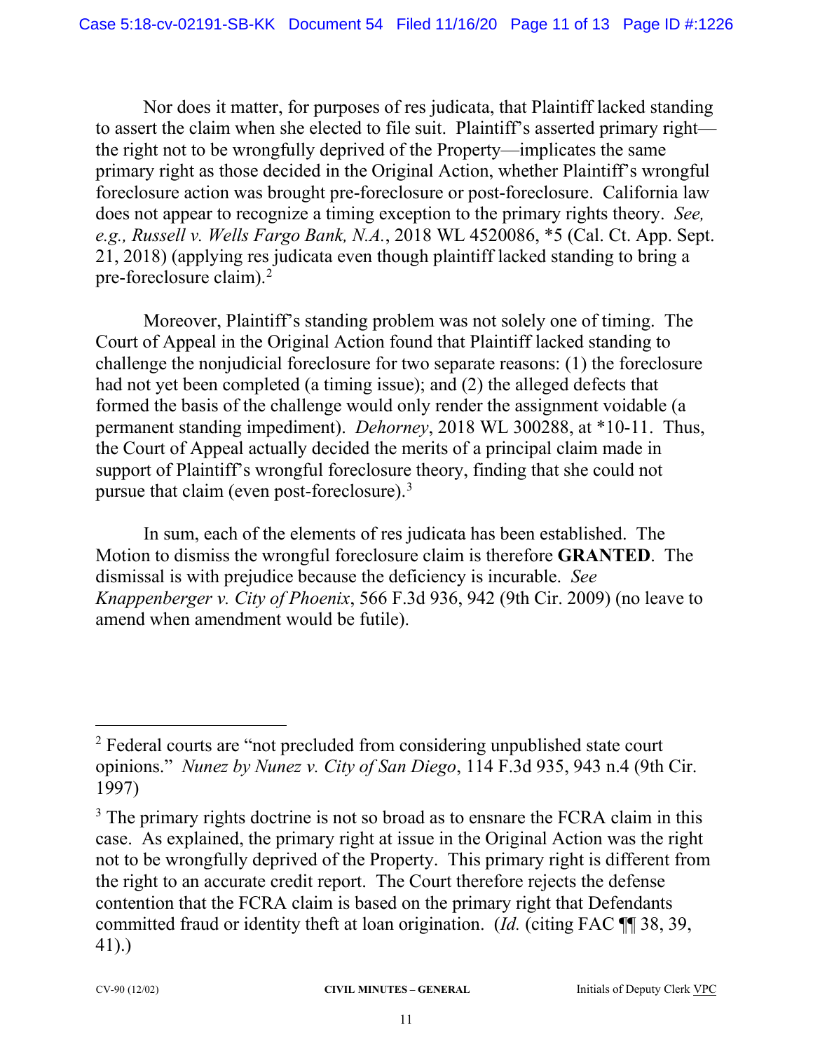Nor does it matter, for purposes of res judicata, that Plaintiff lacked standing to assert the claim when she elected to file suit. Plaintiff's asserted primary right—the right not to be wrongfully deprived of the Property—implicates the same primary right as those decided in the Original Action, whether Plaintiff's wrongful foreclosure action was brought pre-foreclosure or post-foreclosure. California law does not appear to recognize a timing exception to the primary rights theory. *See, e.g., Russell v. Wells Fargo Bank, N.A.*, 2018 WL 4520086, *5 (Cal. Ct. App. Sept. 21, 2018) (applying res judicata even though plaintiff lacked standing to bring a pre-foreclosure claim).[2]

Moreover, Plaintiff's standing problem was not solely one of timing. The Court of Appeal in the Original Action found that Plaintiff lacked standing to challenge the nonjudicial foreclosure for two separate reasons: (1) the foreclosure had not yet been completed (a timing issue); and (2) the alleged defects that formed the basis of the challenge would only render the assignment voidable (a permanent standing impediment). *Dehorney*, 2018 WL 300288, at *10-11. Thus, the Court of Appeal actually decided the merits of a principal claim made in support of Plaintiff's wrongful foreclosure theory, finding that she could not pursue that claim (even post-foreclosure).[3]

In sum, each of the elements of res judicata has been established. The Motion to dismiss the wrongful foreclosure claim is therefore **GRANTED**. The dismissal is with prejudice because the deficiency is incurable. *See Knappenberger v. City of Phoenix*, 566 F.3d 936, 942 (9th Cir. 2009) (no leave to amend when amendment would be futile).

---

[2] Federal courts are "not precluded from considering unpublished state court opinions." *Nunez by Nunez v. City of San Diego*, 114 F.3d 935, 943 n.4 (9th Cir. 1997)

[3] The primary rights doctrine is not so broad as to ensnare the FCRA claim in this case. As explained, the primary right at issue in the Original Action was the right not to be wrongfully deprived of the Property. This primary right is different from the right to an accurate credit report. The Court therefore rejects the defense contention that the FCRA claim is based on the primary right that Defendants committed fraud or identity theft at loan origination. (*Id.* (citing FAC ¶¶ 38, 39, 41).)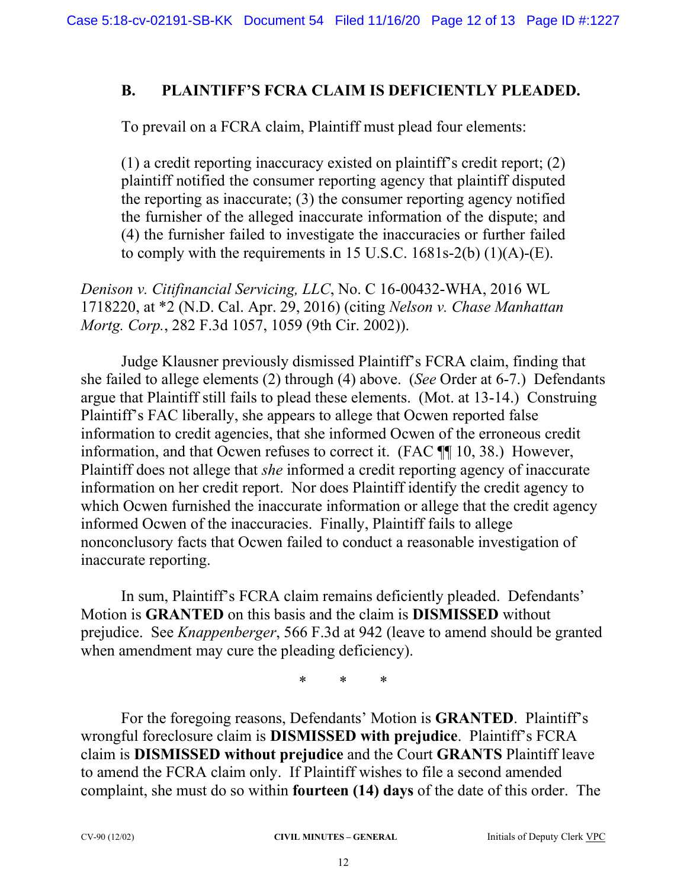## B. PLAINTIFF'S FCRA CLAIM IS DEFICIENTLY PLEADED.

To prevail on a FCRA claim, Plaintiff must plead four elements:

> (1) a credit reporting inaccuracy existed on plaintiff's credit report; (2) plaintiff notified the consumer reporting agency that plaintiff disputed the reporting as inaccurate; (3) the consumer reporting agency notified the furnisher of the alleged inaccurate information of the dispute; and (4) the furnisher failed to investigate the inaccuracies or further failed to comply with the requirements in 15 U.S.C. 1681s-2(b) (1)(A)-(E).

*Denison v. Citifinancial Servicing, LLC*, No. C 16-00432-WHA, 2016 WL 1718220, at *2 (N.D. Cal. Apr. 29, 2016) (citing *Nelson v. Chase Manhattan Mortg. Corp.*, 282 F.3d 1057, 1059 (9th Cir. 2002)).

Judge Klausner previously dismissed Plaintiff's FCRA claim, finding that she failed to allege elements (2) through (4) above. (*See* Order at 6-7.) Defendants argue that Plaintiff still fails to plead these elements. (Mot. at 13-14.) Construing Plaintiff's FAC liberally, she appears to allege that Ocwen reported false information to credit agencies, that she informed Ocwen of the erroneous credit information, and that Ocwen refuses to correct it. (FAC ¶¶ 10, 38.) However, Plaintiff does not allege that *she* informed a credit reporting agency of inaccurate information on her credit report. Nor does Plaintiff identify the credit agency to which Ocwen furnished the inaccurate information or allege that the credit agency informed Ocwen of the inaccuracies. Finally, Plaintiff fails to allege nonconclusory facts that Ocwen failed to conduct a reasonable investigation of inaccurate reporting.

In sum, Plaintiff's FCRA claim remains deficiently pleaded. Defendants' Motion is **GRANTED** on this basis and the claim is **DISMISSED** without prejudice. See *Knappenberger*, 566 F.3d at 942 (leave to amend should be granted when amendment may cure the pleading deficiency).

\* \* \*

For the foregoing reasons, Defendants' Motion is **GRANTED**. Plaintiff's wrongful foreclosure claim is **DISMISSED with prejudice**. Plaintiff's FCRA claim is **DISMISSED without prejudice** and the Court **GRANTS** Plaintiff leave to amend the FCRA claim only. If Plaintiff wishes to file a second amended complaint, she must do so within **fourteen (14) days** of the date of this order. The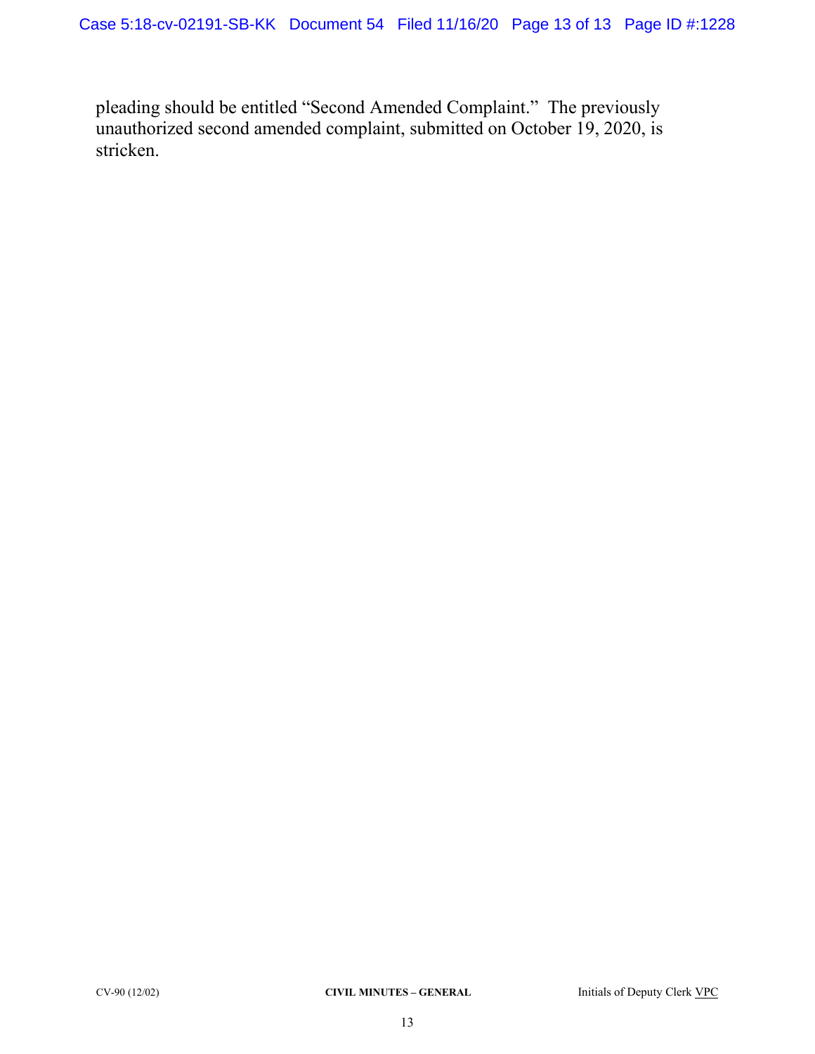pleading should be entitled "Second Amended Complaint." The previously unauthorized second amended complaint, submitted on October 19, 2020, is stricken.